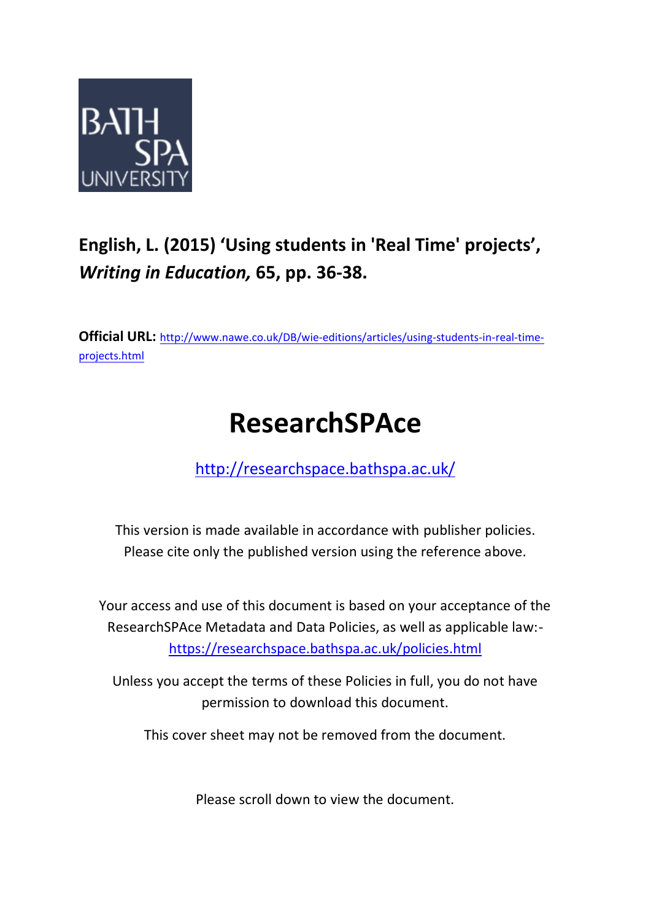BATH SPA UNIVERSITY

**English, L. (2015) 'Using students in 'Real Time' projects',** ***Writing in Education,*** **65, pp. 36-38.**

**Official URL:** [http://www.nawe.co.uk/DB/wie-editions/articles/using-students-in-real-time-projects.html](http://www.nawe.co.uk/DB/wie-editions/articles/using-students-in-real-time-projects.html)

# ResearchSPAce

[http://researchspace.bathspa.ac.uk/](http://researchspace.bathspa.ac.uk/)

This version is made available in accordance with publisher policies. Please cite only the published version using the reference above.

Your access and use of this document is based on your acceptance of the ResearchSPAce Metadata and Data Policies, as well as applicable law:- [https://researchspace.bathspa.ac.uk/policies.html](https://researchspace.bathspa.ac.uk/policies.html)

Unless you accept the terms of these Policies in full, you do not have permission to download this document.

This cover sheet may not be removed from the document.

Please scroll down to view the document.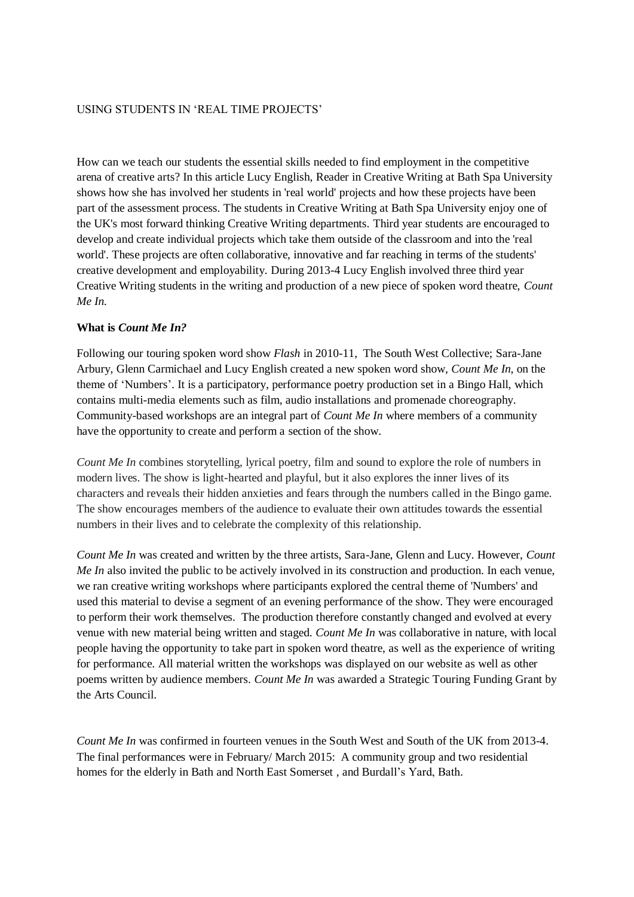USING STUDENTS IN 'REAL TIME PROJECTS'

How can we teach our students the essential skills needed to find employment in the competitive arena of creative arts? In this article Lucy English, Reader in Creative Writing at Bath Spa University shows how she has involved her students in 'real world' projects and how these projects have been part of the assessment process. The students in Creative Writing at Bath Spa University enjoy one of the UK's most forward thinking Creative Writing departments. Third year students are encouraged to develop and create individual projects which take them outside of the classroom and into the 'real world'. These projects are often collaborative, innovative and far reaching in terms of the students' creative development and employability. During 2013-4 Lucy English involved three third year Creative Writing students in the writing and production of a new piece of spoken word theatre, *Count Me In.*

**What is *Count Me In?***

Following our touring spoken word show *Flash* in 2010-11, The South West Collective; Sara-Jane Arbury, Glenn Carmichael and Lucy English created a new spoken word show, *Count Me In*, on the theme of 'Numbers'. It is a participatory, performance poetry production set in a Bingo Hall, which contains multi-media elements such as film, audio installations and promenade choreography. Community-based workshops are an integral part of *Count Me In* where members of a community have the opportunity to create and perform a section of the show.

*Count Me In* combines storytelling, lyrical poetry, film and sound to explore the role of numbers in modern lives. The show is light-hearted and playful, but it also explores the inner lives of its characters and reveals their hidden anxieties and fears through the numbers called in the Bingo game. The show encourages members of the audience to evaluate their own attitudes towards the essential numbers in their lives and to celebrate the complexity of this relationship.

*Count Me In* was created and written by the three artists, Sara-Jane, Glenn and Lucy. However, *Count Me In* also invited the public to be actively involved in its construction and production. In each venue, we ran creative writing workshops where participants explored the central theme of 'Numbers' and used this material to devise a segment of an evening performance of the show. They were encouraged to perform their work themselves. The production therefore constantly changed and evolved at every venue with new material being written and staged. *Count Me In* was collaborative in nature, with local people having the opportunity to take part in spoken word theatre, as well as the experience of writing for performance. All material written the workshops was displayed on our website as well as other poems written by audience members. *Count Me In* was awarded a Strategic Touring Funding Grant by the Arts Council.

*Count Me In* was confirmed in fourteen venues in the South West and South of the UK from 2013-4. The final performances were in February/ March 2015: A community group and two residential homes for the elderly in Bath and North East Somerset , and Burdall's Yard, Bath.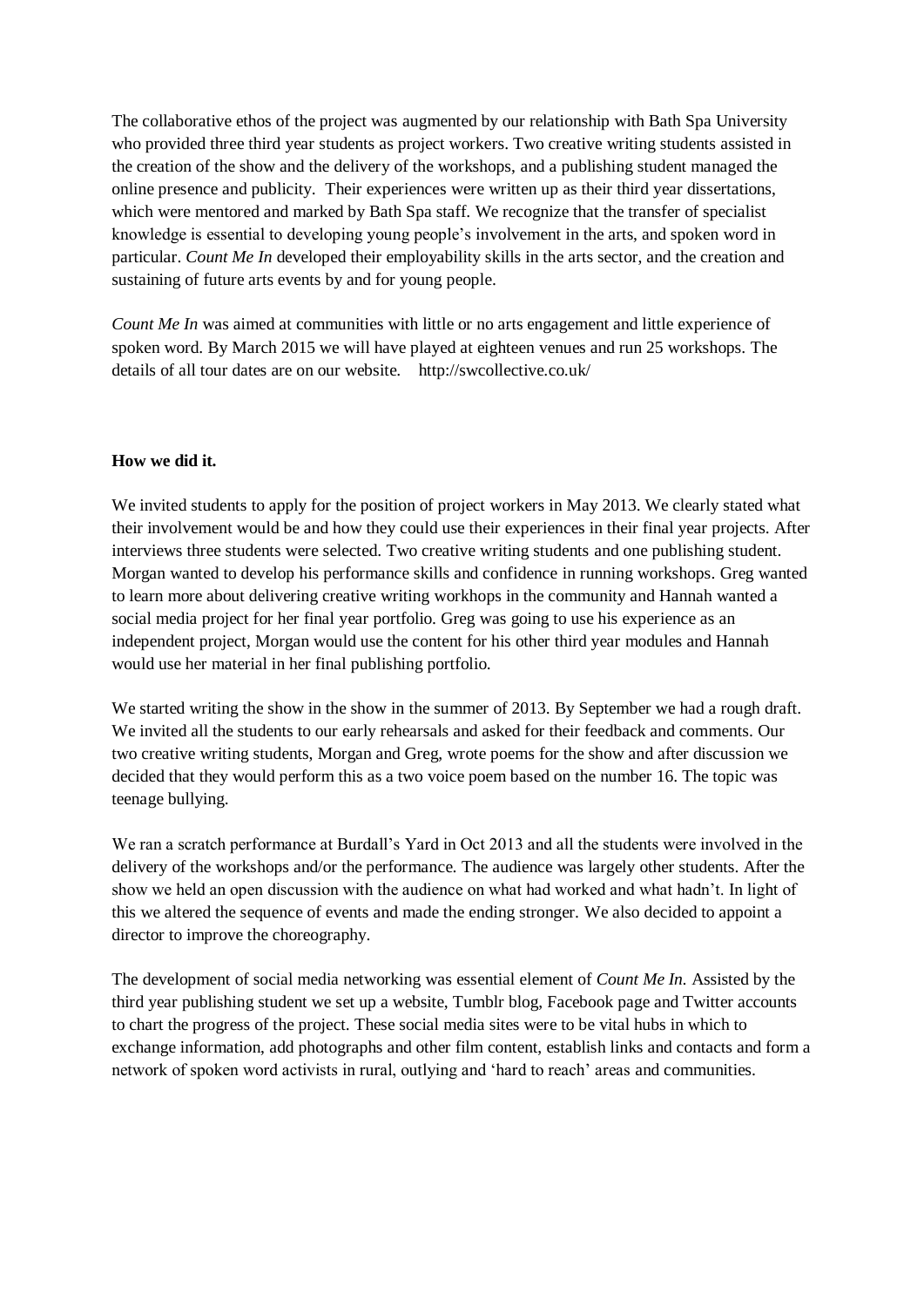The collaborative ethos of the project was augmented by our relationship with Bath Spa University who provided three third year students as project workers. Two creative writing students assisted in the creation of the show and the delivery of the workshops, and a publishing student managed the online presence and publicity. Their experiences were written up as their third year dissertations, which were mentored and marked by Bath Spa staff. We recognize that the transfer of specialist knowledge is essential to developing young people's involvement in the arts, and spoken word in particular. *Count Me In* developed their employability skills in the arts sector, and the creation and sustaining of future arts events by and for young people.

*Count Me In* was aimed at communities with little or no arts engagement and little experience of spoken word. By March 2015 we will have played at eighteen venues and run 25 workshops. The details of all tour dates are on our website. http://swcollective.co.uk/

**How we did it.**

We invited students to apply for the position of project workers in May 2013. We clearly stated what their involvement would be and how they could use their experiences in their final year projects. After interviews three students were selected. Two creative writing students and one publishing student. Morgan wanted to develop his performance skills and confidence in running workshops. Greg wanted to learn more about delivering creative writing workhops in the community and Hannah wanted a social media project for her final year portfolio. Greg was going to use his experience as an independent project, Morgan would use the content for his other third year modules and Hannah would use her material in her final publishing portfolio.

We started writing the show in the show in the summer of 2013. By September we had a rough draft. We invited all the students to our early rehearsals and asked for their feedback and comments. Our two creative writing students, Morgan and Greg, wrote poems for the show and after discussion we decided that they would perform this as a two voice poem based on the number 16. The topic was teenage bullying.

We ran a scratch performance at Burdall's Yard in Oct 2013 and all the students were involved in the delivery of the workshops and/or the performance. The audience was largely other students. After the show we held an open discussion with the audience on what had worked and what hadn't. In light of this we altered the sequence of events and made the ending stronger. We also decided to appoint a director to improve the choreography.

The development of social media networking was essential element of *Count Me In.* Assisted by the third year publishing student we set up a website, Tumblr blog, Facebook page and Twitter accounts to chart the progress of the project. These social media sites were to be vital hubs in which to exchange information, add photographs and other film content, establish links and contacts and form a network of spoken word activists in rural, outlying and 'hard to reach' areas and communities.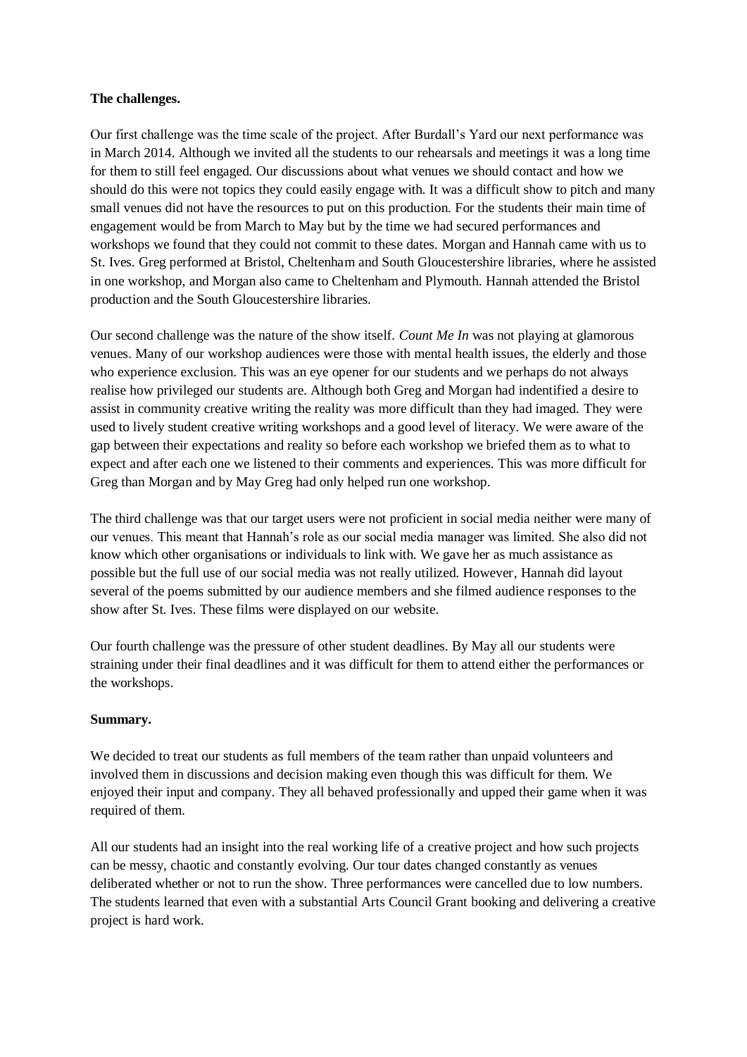**The challenges.**

Our first challenge was the time scale of the project. After Burdall's Yard our next performance was in March 2014. Although we invited all the students to our rehearsals and meetings it was a long time for them to still feel engaged. Our discussions about what venues we should contact and how we should do this were not topics they could easily engage with. It was a difficult show to pitch and many small venues did not have the resources to put on this production. For the students their main time of engagement would be from March to May but by the time we had secured performances and workshops we found that they could not commit to these dates. Morgan and Hannah came with us to St. Ives. Greg performed at Bristol, Cheltenham and South Gloucestershire libraries, where he assisted in one workshop, and Morgan also came to Cheltenham and Plymouth. Hannah attended the Bristol production and the South Gloucestershire libraries.

Our second challenge was the nature of the show itself. *Count Me In* was not playing at glamorous venues. Many of our workshop audiences were those with mental health issues, the elderly and those who experience exclusion. This was an eye opener for our students and we perhaps do not always realise how privileged our students are. Although both Greg and Morgan had indentified a desire to assist in community creative writing the reality was more difficult than they had imaged. They were used to lively student creative writing workshops and a good level of literacy. We were aware of the gap between their expectations and reality so before each workshop we briefed them as to what to expect and after each one we listened to their comments and experiences. This was more difficult for Greg than Morgan and by May Greg had only helped run one workshop.

The third challenge was that our target users were not proficient in social media neither were many of our venues. This meant that Hannah's role as our social media manager was limited. She also did not know which other organisations or individuals to link with. We gave her as much assistance as possible but the full use of our social media was not really utilized. However, Hannah did layout several of the poems submitted by our audience members and she filmed audience responses to the show after St. Ives. These films were displayed on our website.

Our fourth challenge was the pressure of other student deadlines. By May all our students were straining under their final deadlines and it was difficult for them to attend either the performances or the workshops.

**Summary.**

We decided to treat our students as full members of the team rather than unpaid volunteers and involved them in discussions and decision making even though this was difficult for them. We enjoyed their input and company. They all behaved professionally and upped their game when it was required of them.

All our students had an insight into the real working life of a creative project and how such projects can be messy, chaotic and constantly evolving. Our tour dates changed constantly as venues deliberated whether or not to run the show. Three performances were cancelled due to low numbers. The students learned that even with a substantial Arts Council Grant booking and delivering a creative project is hard work.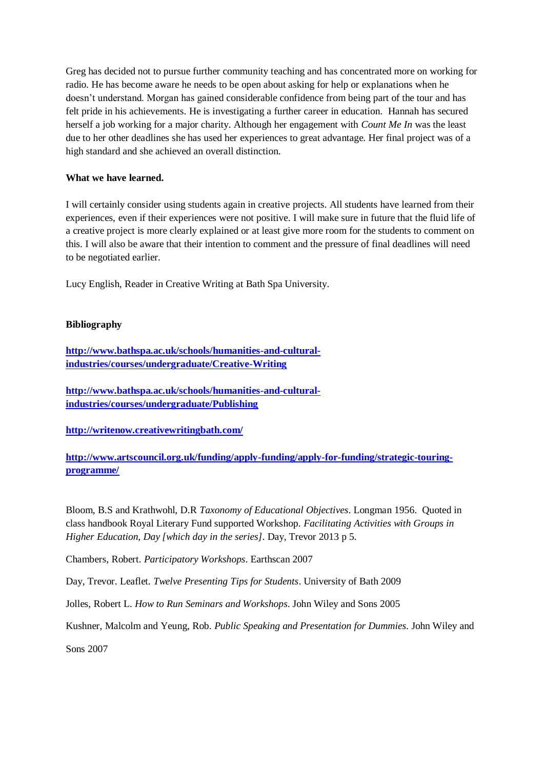Greg has decided not to pursue further community teaching and has concentrated more on working for radio. He has become aware he needs to be open about asking for help or explanations when he doesn't understand. Morgan has gained considerable confidence from being part of the tour and has felt pride in his achievements. He is investigating a further career in education. Hannah has secured herself a job working for a major charity. Although her engagement with *Count Me In* was the least due to her other deadlines she has used her experiences to great advantage. Her final project was of a high standard and she achieved an overall distinction.

**What we have learned.**

I will certainly consider using students again in creative projects. All students have learned from their experiences, even if their experiences were not positive. I will make sure in future that the fluid life of a creative project is more clearly explained or at least give more room for the students to comment on this. I will also be aware that their intention to comment and the pressure of final deadlines will need to be negotiated earlier.

Lucy English, Reader in Creative Writing at Bath Spa University.

**Bibliography**

**http://www.bathspa.ac.uk/schools/humanities-and-cultural-industries/courses/undergraduate/Creative-Writing**

**http://www.bathspa.ac.uk/schools/humanities-and-cultural-industries/courses/undergraduate/Publishing**

**http://writenow.creativewritingbath.com/**

**http://www.artscouncil.org.uk/funding/apply-funding/apply-for-funding/strategic-touring-programme/**

Bloom, B.S and Krathwohl, D.R *Taxonomy of Educational Objectives*. Longman 1956. Quoted in class handbook Royal Literary Fund supported Workshop. *Facilitating Activities with Groups in Higher Education, Day [which day in the series]*. Day, Trevor 2013 p 5.

Chambers, Robert. *Participatory Workshops*. Earthscan 2007

Day, Trevor. Leaflet. *Twelve Presenting Tips for Students*. University of Bath 2009

Jolles, Robert L. *How to Run Seminars and Workshops*. John Wiley and Sons 2005

Kushner, Malcolm and Yeung, Rob. *Public Speaking and Presentation for Dummies*. John Wiley and Sons 2007